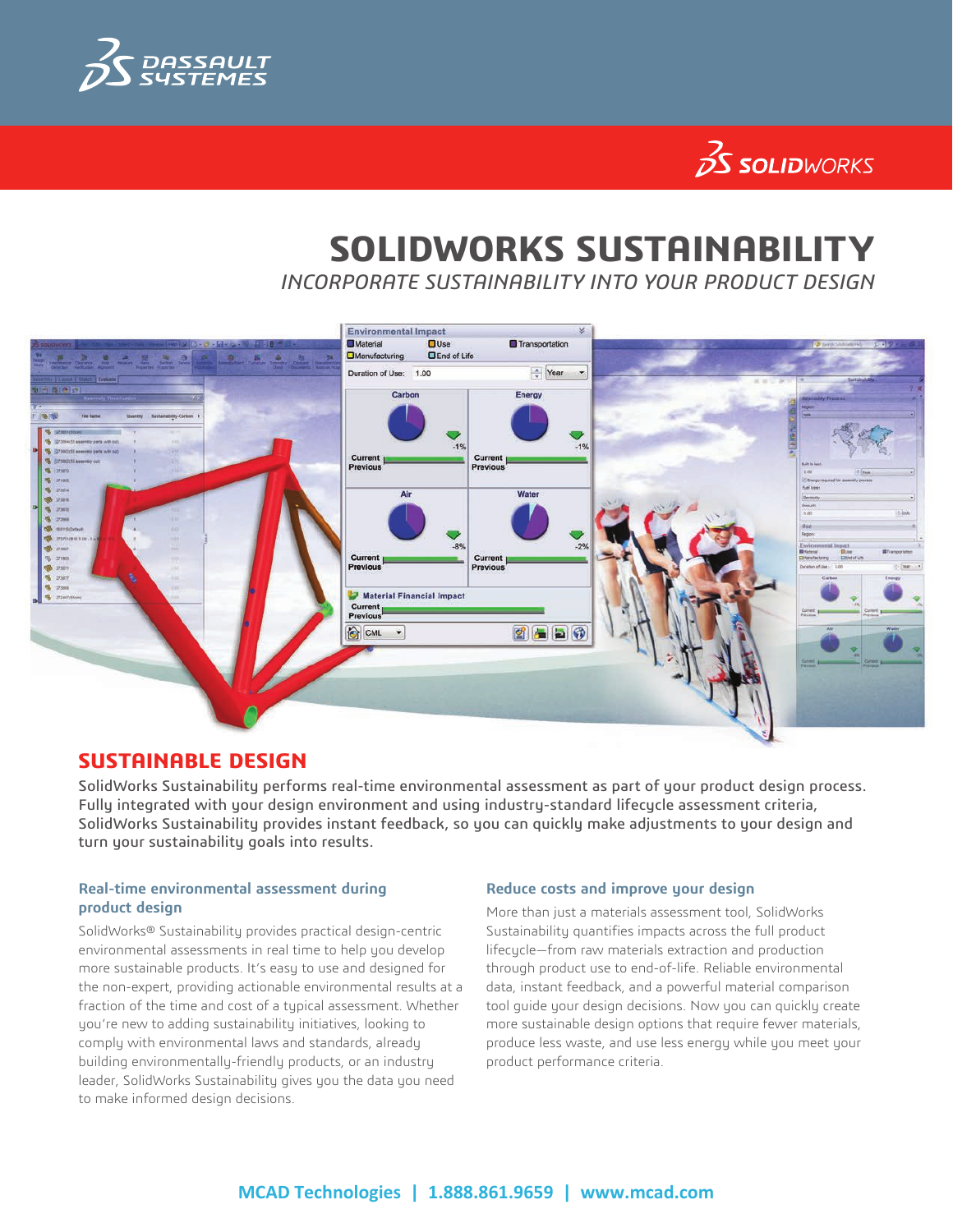DASSAULT SYSTEMES

SOLIDWORKS

# SOLIDWORKS SUSTAINABILITY

*INCORPORATE SUSTAINABILITY INTO YOUR PRODUCT DESIGN*

## SUSTAINABLE DESIGN

SolidWorks Sustainability performs real-time environmental assessment as part of your product design process. Fully integrated with your design environment and using industry-standard lifecycle assessment criteria, SolidWorks Sustainability provides instant feedback, so you can quickly make adjustments to your design and turn your sustainability goals into results.

### Real-time environmental assessment during product design

SolidWorks® Sustainability provides practical design-centric environmental assessments in real time to help you develop more sustainable products. It's easy to use and designed for the non-expert, providing actionable environmental results at a fraction of the time and cost of a typical assessment. Whether you're new to adding sustainability initiatives, looking to comply with environmental laws and standards, already building environmentally-friendly products, or an industry leader, SolidWorks Sustainability gives you the data you need to make informed design decisions.

### Reduce costs and improve your design

More than just a materials assessment tool, SolidWorks Sustainability quantifies impacts across the full product lifecycle—from raw materials extraction and production through product use to end-of-life. Reliable environmental data, instant feedback, and a powerful material comparison tool guide your design decisions. Now you can quickly create more sustainable design options that require fewer materials, produce less waste, and use less energy while you meet your product performance criteria.

MCAD Technologies | 1.888.861.9659 | www.mcad.com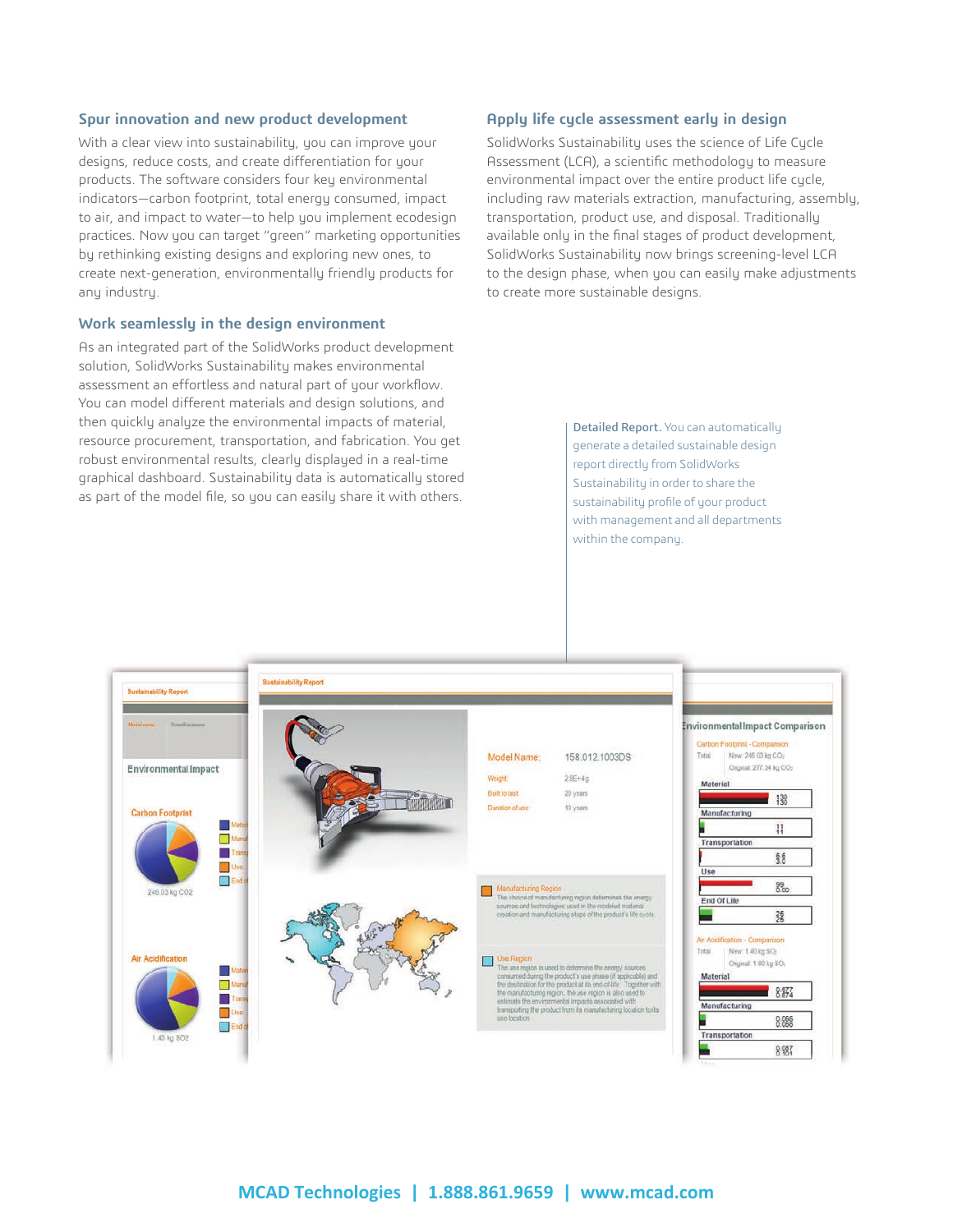## Spur innovation and new product development

With a clear view into sustainability, you can improve your designs, reduce costs, and create differentiation for your products. The software considers four key environmental indicators—carbon footprint, total energy consumed, impact to air, and impact to water—to help you implement ecodesign practices. Now you can target "green" marketing opportunities by rethinking existing designs and exploring new ones, to create next-generation, environmentally friendly products for any industry.

## Work seamlessly in the design environment

As an integrated part of the SolidWorks product development solution, SolidWorks Sustainability makes environmental assessment an effortless and natural part of your workflow. You can model different materials and design solutions, and then quickly analyze the environmental impacts of material, resource procurement, transportation, and fabrication. You get robust environmental results, clearly displayed in a real-time graphical dashboard. Sustainability data is automatically stored as part of the model file, so you can easily share it with others.

## Apply life cycle assessment early in design

SolidWorks Sustainability uses the science of Life Cycle Assessment (LCA), a scientific methodology to measure environmental impact over the entire product life cycle, including raw materials extraction, manufacturing, assembly, transportation, product use, and disposal. Traditionally available only in the final stages of product development, SolidWorks Sustainability now brings screening-level LCA to the design phase, when you can easily make adjustments to create more sustainable designs.

**Detailed Report.** You can automatically generate a detailed sustainable design report directly from SolidWorks Sustainability in order to share the sustainability profile of your product with management and all departments within the company.

MCAD Technologies | 1.888.861.9659 | www.mcad.com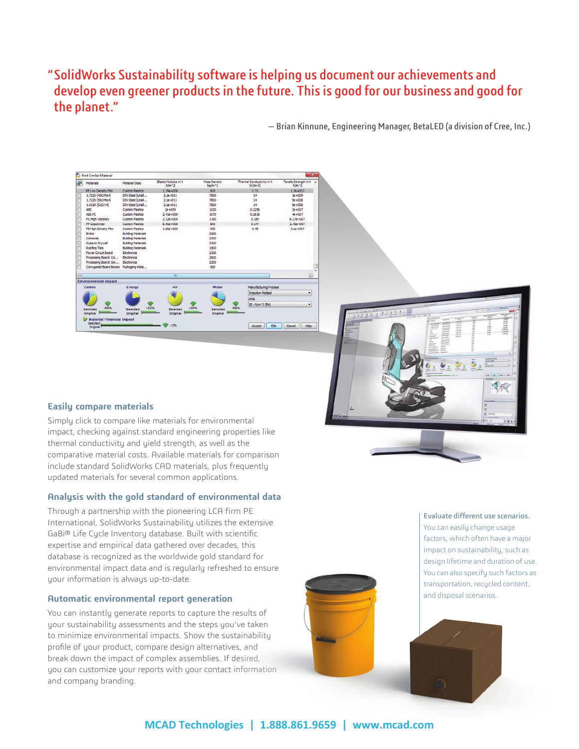"SolidWorks Sustainability software is helping us document our achievements and develop even greener products in the future. This is good for our business and good for the planet."

— Brian Kinnune, Engineering Manager, BetaLED (a division of Cree, Inc.)

### Easily compare materials

Simply click to compare like materials for environmental impact, checking against standard engineering properties like thermal conductivity and yield strength, as well as the comparative material costs. Available materials for comparison include standard SolidWorks CAD materials, plus frequently updated materials for several common applications.

### Analysis with the gold standard of environmental data

Through a partnership with the pioneering LCA firm PE International, SolidWorks Sustainability utilizes the extensive GaBi® Life Cycle Inventory database. Built with scientific expertise and empirical data gathered over decades, this database is recognized as the worldwide gold standard for environmental impact data and is regularly refreshed to ensure your information is always up-to-date.

### Automatic environmental report generation

You can instantly generate reports to capture the results of your sustainability assessments and the steps you've taken to minimize environmental impacts. Show the sustainability profile of your product, compare design alternatives, and break down the impact of complex assemblies. If desired, you can customize your reports with your contact information and company branding.

**Evaluate different use scenarios.** You can easily change usage factors, which often have a major impact on sustainability, such as design lifetime and duration of use. You can also specify such factors as transportation, recycled content, and disposal scenarios.

**MCAD Technologies | 1.888.861.9659 | www.mcad.com**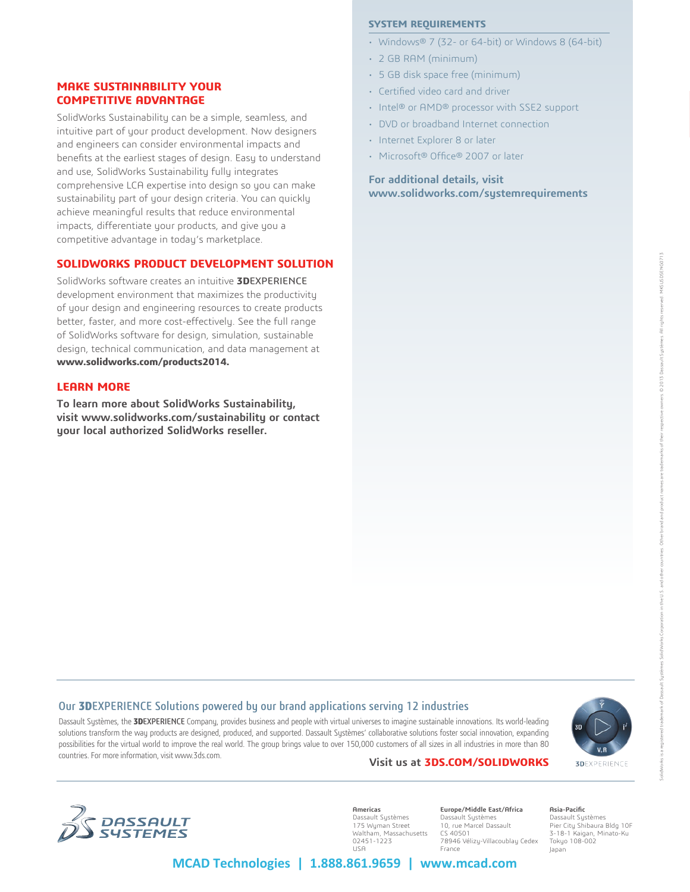## MAKE SUSTAINABILITY YOUR COMPETITIVE ADVANTAGE

SolidWorks Sustainability can be a simple, seamless, and intuitive part of your product development. Now designers and engineers can consider environmental impacts and benefits at the earliest stages of design. Easy to understand and use, SolidWorks Sustainability fully integrates comprehensive LCA expertise into design so you can make sustainability part of your design criteria. You can quickly achieve meaningful results that reduce environmental impacts, differentiate your products, and give you a competitive advantage in today's marketplace.

## SOLIDWORKS PRODUCT DEVELOPMENT SOLUTION

SolidWorks software creates an intuitive **3D**EXPERIENCE development environment that maximizes the productivity of your design and engineering resources to create products better, faster, and more cost-effectively. See the full range of SolidWorks software for design, simulation, sustainable design, technical communication, and data management at **www.solidworks.com/products2014.**

## LEARN MORE

**To learn more about SolidWorks Sustainability, visit www.solidworks.com/sustainability or contact your local authorized SolidWorks reseller.**

## SYSTEM REQUIREMENTS

- Windows® 7 (32- or 64-bit) or Windows 8 (64-bit)
- 2 GB RAM (minimum)
- 5 GB disk space free (minimum)
- Certified video card and driver
- Intel® or AMD® processor with SSE2 support
- DVD or broadband Internet connection
- Internet Explorer 8 or later
- Microsoft® Office® 2007 or later

**For additional details, visit www.solidworks.com/systemrequirements**

## Our 3DEXPERIENCE Solutions powered by our brand applications serving 12 industries

Dassault Systèmes, the **3D**EXPERIENCE Company, provides business and people with virtual universes to imagine sustainable innovations. Its world-leading solutions transform the way products are designed, produced, and supported. Dassault Systèmes' collaborative solutions foster social innovation, expanding possibilities for the virtual world to improve the real world. The group brings value to over 150,000 customers of all sizes in all industries in more than 80 countries. For more information, visit www.3ds.com.

**Visit us at 3DS.COM/SOLIDWORKS**

**Americas**
Dassault Systèmes
175 Wyman Street
Waltham, Massachusetts
02451-1223
USA

**Europe/Middle East/Africa**
Dassault Systèmes
10, rue Marcel Dassault
CS 40501
78946 Vélizy-Villacoublay Cedex
France

**Asia-Pacific**
Dassault Systèmes
Pier City Shibaura Bldg 10F
3-18-1 Kaigan, Minato-Ku
Tokyo 108-002
Japan

**MCAD Technologies | 1.888.861.9659 | www.mcad.com**

SolidWorks is a registered trademark of Dassault Systèmes SolidWorks Corporation in the U.S. and other countries. Other brand and product names are trademarks of their respective owners. © 2013 Dassault Systèmes. All rights reserved. MKSUSDSENG0713